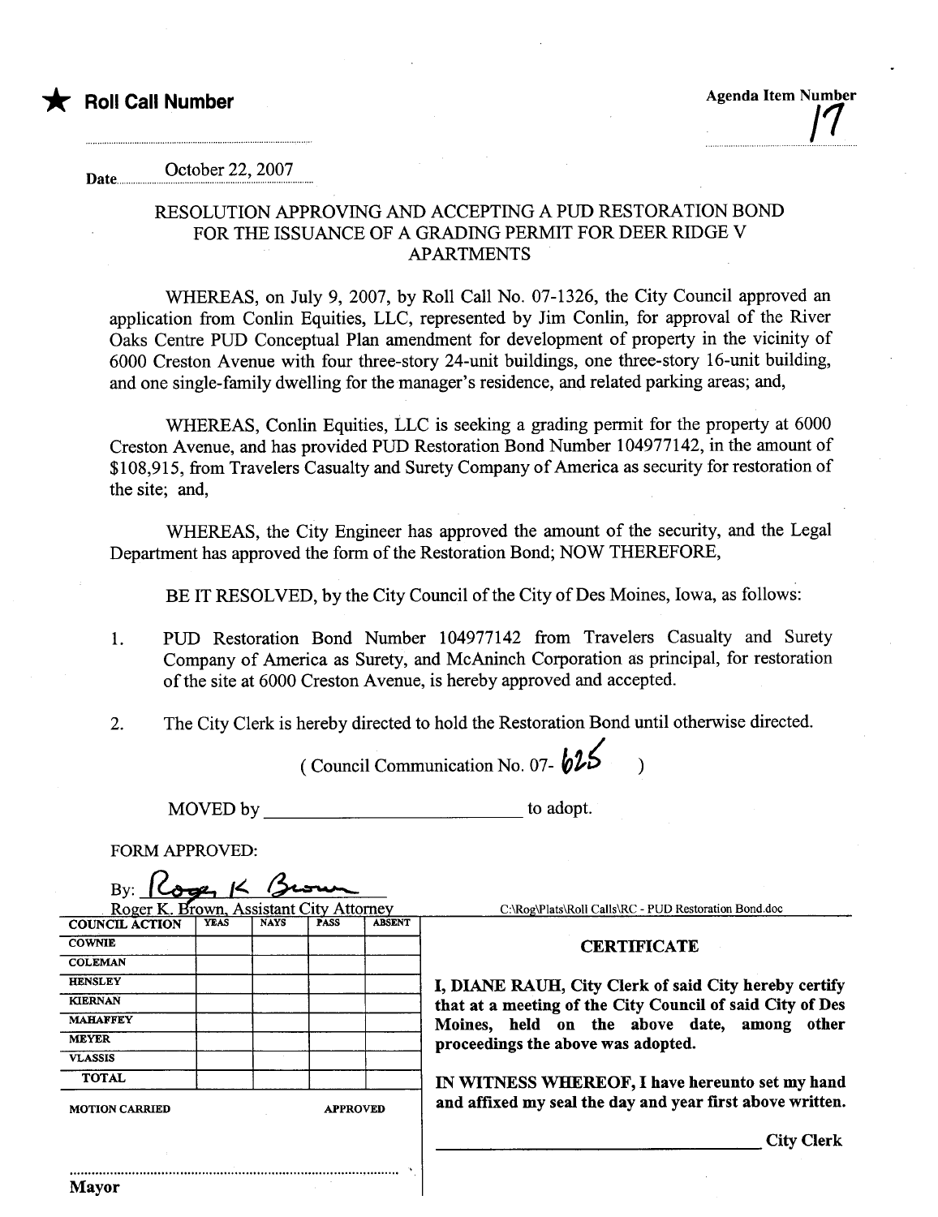★ **Roll Call Number**

Agenda Item Number 17

Date October 22, 2007

## RESOLUTION APPROVING AND ACCEPTING A PUD RESTORATION BOND FOR THE ISSUANCE OF A GRADING PERMIT FOR DEER RIDGE V APARTMENTS

WHEREAS, on July 9, 2007, by Roll Call No. 07-1326, the City Council approved an application from Conlin Equities, LLC, represented by Jim Conlin, for approval of the River Oaks Centre PUD Conceptual Plan amendment for development of property in the vicinity of 6000 Creston Avenue with four three-story 24-unit buildings, one three-story 16-unit building, and one single-family dwelling for the manager's residence, and related parking areas; and,

WHEREAS, Conlin Equities, LLC is seeking a grading permit for the property at 6000 Creston Avenue, and has provided PUD Restoration Bond Number 104977142, in the amount of $108,915, from Travelers Casualty and Surety Company of America as security for restoration of the site; and,

WHEREAS, the City Engineer has approved the amount of the security, and the Legal Department has approved the form of the Restoration Bond; NOW THEREFORE,

BE IT RESOLVED, by the City Council of the City of Des Moines, Iowa, as follows:

1. PUD Restoration Bond Number 104977142 from Travelers Casualty and Surety Company of America as Surety, and McAninch Corporation as principal, for restoration of the site at 6000 Creston Avenue, is hereby approved and accepted.

2. The City Clerk is hereby directed to hold the Restoration Bond until otherwise directed.

( Council Communication No. 07- 625 )

MOVED by ______________________ to adopt.

FORM APPROVED:

By: Roger K Brown

Roger K. Brown, Assistant City Attorney

C:\Rog\Plats\Roll Calls\RC - PUD Restoration Bond.doc

| COUNCIL ACTION | YEAS | NAYS | PASS | ABSENT |
|---|---|---|---|---|
| COWNIE | | | | |
| COLEMAN | | | | |
| HENSLEY | | | | |
| KIERNAN | | | | |
| MAHAFFEY | | | | |
| MEYER | | | | |
| VLASSIS | | | | |
| TOTAL | | | | |

MOTION CARRIED APPROVED

Mayor

**CERTIFICATE**

**I, DIANE RAUH, City Clerk of said City hereby certify that at a meeting of the City Council of said City of Des Moines, held on the above date, among other proceedings the above was adopted.**

**IN WITNESS WHEREOF, I have hereunto set my hand and affixed my seal the day and year first above written.**

______________________ City Clerk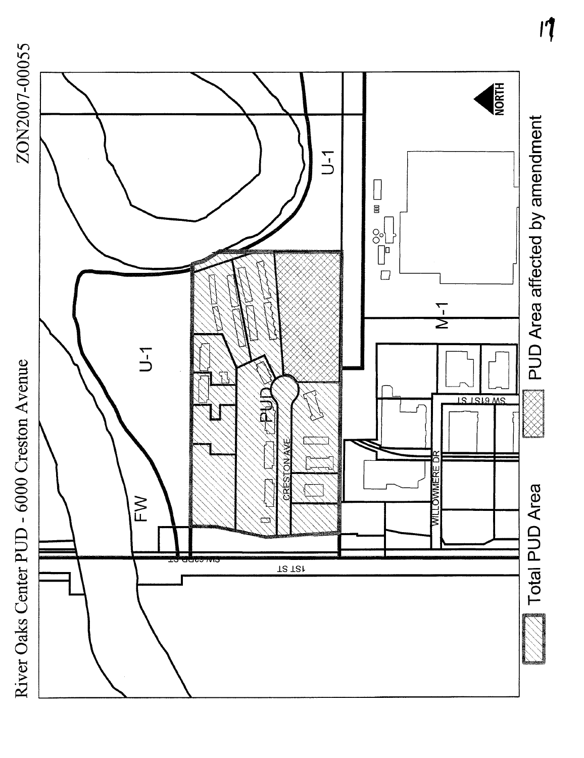River Oaks Center PUD - 6000 Creston Avenue

ZON2007-00055

FW

U-1

PUD

CRESTON AVE

U-1

M-1

WILLOWMERE DR

SW 61ST ST

1ST ST

SW 63RD ST

NORTH

Total PUD Area

PUD Area affected by amendment